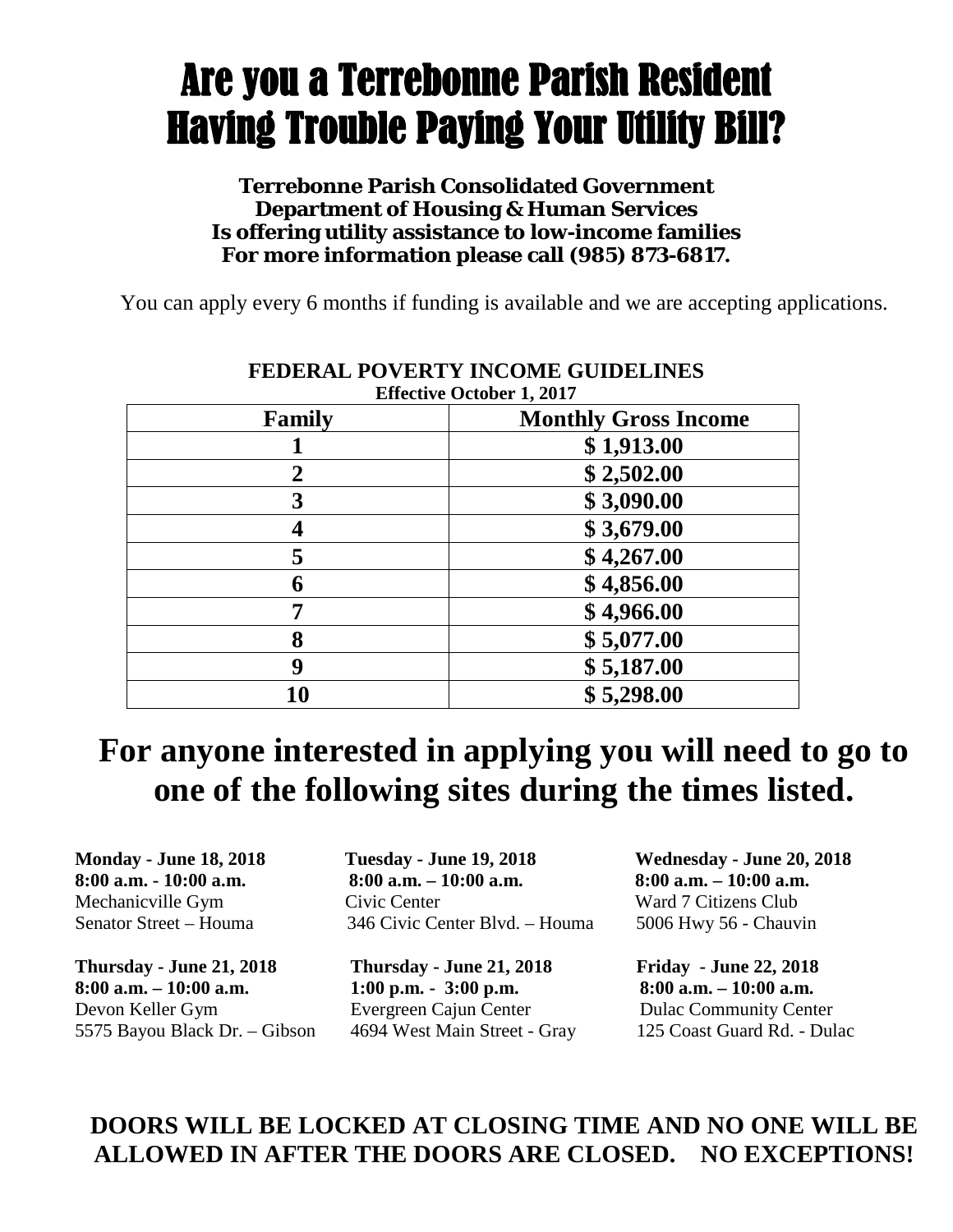# Are you a Terrebonne Parish Resident Having Trouble Paying Your Utility Bill?

**Terrebonne Parish Consolidated Government**
**Department of Housing & Human Services**
**Is offering utility assistance to low-income families**
**For more information please call (985) 873-6817.**

You can apply every 6 months if funding is available and we are accepting applications.

**FEDERAL POVERTY INCOME GUIDELINES**
**Effective October 1, 2017**

| Family | Monthly Gross Income |
|---|---|
| 1 | $ 1,913.00 |
| 2 | $ 2,502.00 |
| 3 | $ 3,090.00 |
| 4 | $ 3,679.00 |
| 5 | $ 4,267.00 |
| 6 | $ 4,856.00 |
| 7 | $ 4,966.00 |
| 8 | $ 5,077.00 |
| 9 | $ 5,187.00 |
| 10 | $ 5,298.00 |

## For anyone interested in applying you will need to go to one of the following sites during the times listed.

**Monday - June 18, 2018**
**8:00 a.m. - 10:00 a.m.**
Mechanicville Gym
Senator Street – Houma

**Tuesday - June 19, 2018**
**8:00 a.m. – 10:00 a.m.**
Civic Center
346 Civic Center Blvd. – Houma

**Wednesday - June 20, 2018**
**8:00 a.m. – 10:00 a.m.**
Ward 7 Citizens Club
5006 Hwy 56 - Chauvin

**Thursday - June 21, 2018**
**8:00 a.m. – 10:00 a.m.**
Devon Keller Gym
5575 Bayou Black Dr. – Gibson

**Thursday - June 21, 2018**
**1:00 p.m. - 3:00 p.m.**
Evergreen Cajun Center
4694 West Main Street - Gray

**Friday - June 22, 2018**
**8:00 a.m. – 10:00 a.m.**
Dulac Community Center
125 Coast Guard Rd. - Dulac

**DOORS WILL BE LOCKED AT CLOSING TIME AND NO ONE WILL BE ALLOWED IN AFTER THE DOORS ARE CLOSED. NO EXCEPTIONS!**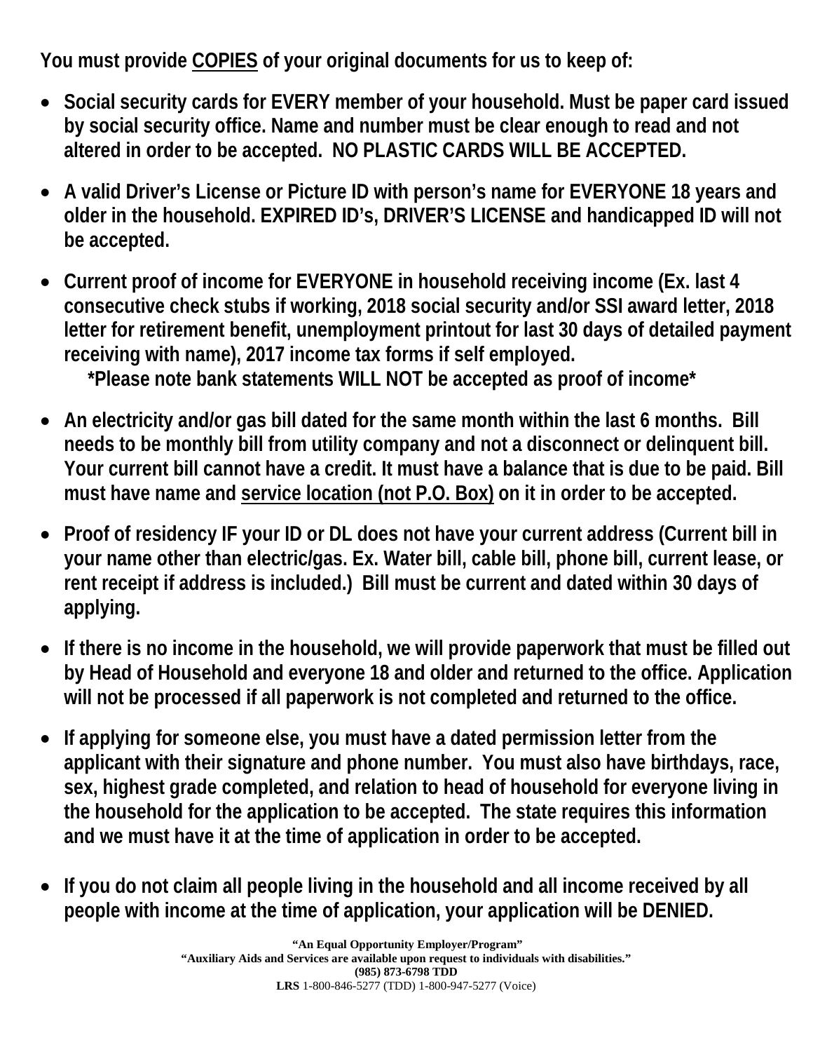**You must provide COPIES of your original documents for us to keep of:**

- **Social security cards for EVERY member of your household. Must be paper card issued by social security office. Name and number must be clear enough to read and not altered in order to be accepted. NO PLASTIC CARDS WILL BE ACCEPTED.**

- **A valid Driver's License or Picture ID with person's name for EVERYONE 18 years and older in the household. EXPIRED ID's, DRIVER'S LICENSE and handicapped ID will not be accepted.**

- **Current proof of income for EVERYONE in household receiving income (Ex. last 4 consecutive check stubs if working, 2018 social security and/or SSI award letter, 2018 letter for retirement benefit, unemployment printout for last 30 days of detailed payment receiving with name), 2017 income tax forms if self employed.**
  **\*Please note bank statements WILL NOT be accepted as proof of income\***

- **An electricity and/or gas bill dated for the same month within the last 6 months. Bill needs to be monthly bill from utility company and not a disconnect or delinquent bill. Your current bill cannot have a credit. It must have a balance that is due to be paid. Bill must have name and service location (not P.O. Box) on it in order to be accepted.**

- **Proof of residency IF your ID or DL does not have your current address (Current bill in your name other than electric/gas. Ex. Water bill, cable bill, phone bill, current lease, or rent receipt if address is included.) Bill must be current and dated within 30 days of applying.**

- **If there is no income in the household, we will provide paperwork that must be filled out by Head of Household and everyone 18 and older and returned to the office. Application will not be processed if all paperwork is not completed and returned to the office.**

- **If applying for someone else, you must have a dated permission letter from the applicant with their signature and phone number. You must also have birthdays, race, sex, highest grade completed, and relation to head of household for everyone living in the household for the application to be accepted. The state requires this information and we must have it at the time of application in order to be accepted.**

- **If you do not claim all people living in the household and all income received by all people with income at the time of application, your application will be DENIED.**

**"An Equal Opportunity Employer/Program"**
**"Auxiliary Aids and Services are available upon request to individuals with disabilities."**
**(985) 873-6798 TDD**
**LRS** 1-800-846-5277 (TDD) 1-800-947-5277 (Voice)